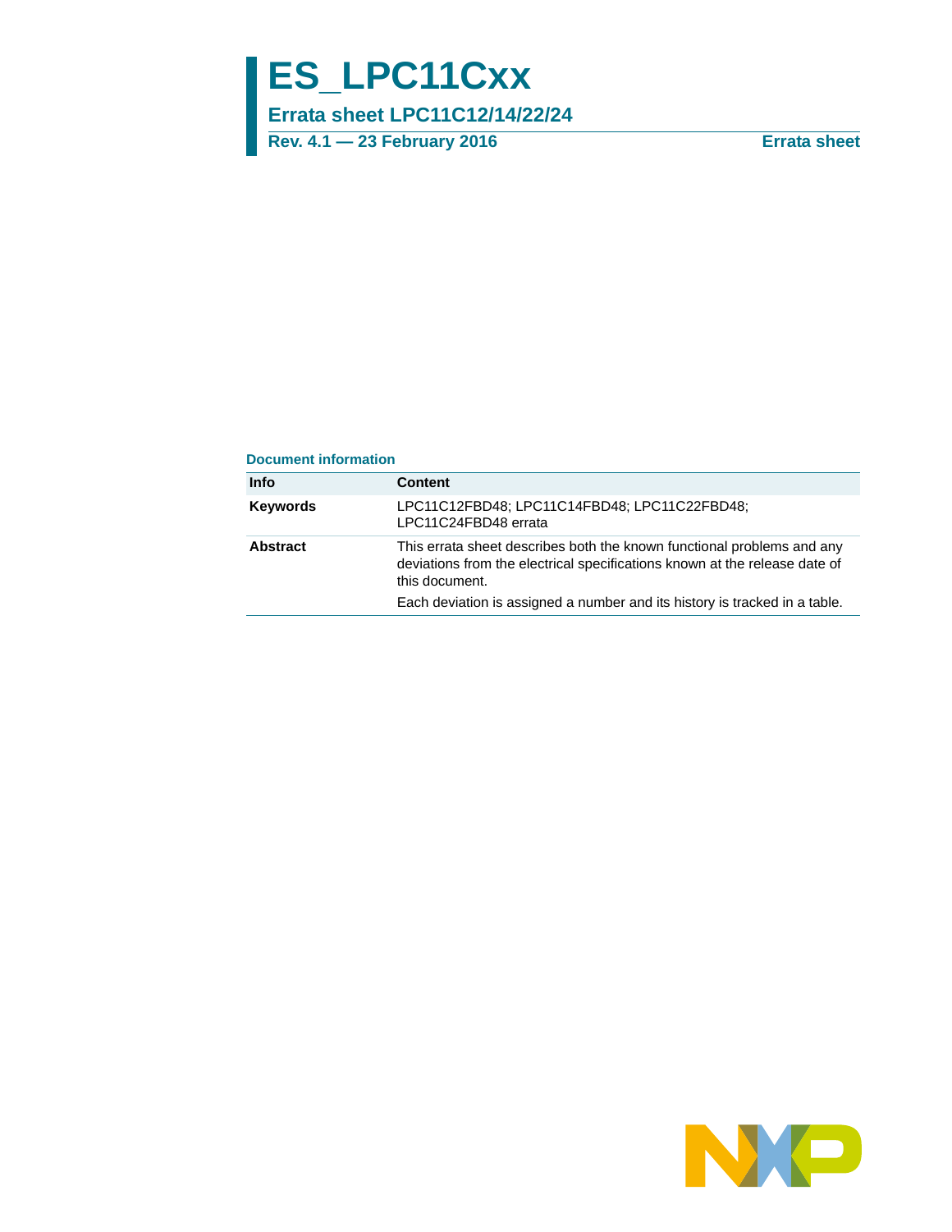# ES_LPC11Cxx

## Errata sheet LPC11C12/14/22/24

**Rev. 4.1 — 23 February 2016** **Errata sheet**

### Document information

| Info | Content |
|---|---|
| **Keywords** | LPC11C12FBD48; LPC11C14FBD48; LPC11C22FBD48; LPC11C24FBD48 errata |
| **Abstract** | This errata sheet describes both the known functional problems and any deviations from the electrical specifications known at the release date of this document. Each deviation is assigned a number and its history is tracked in a table. |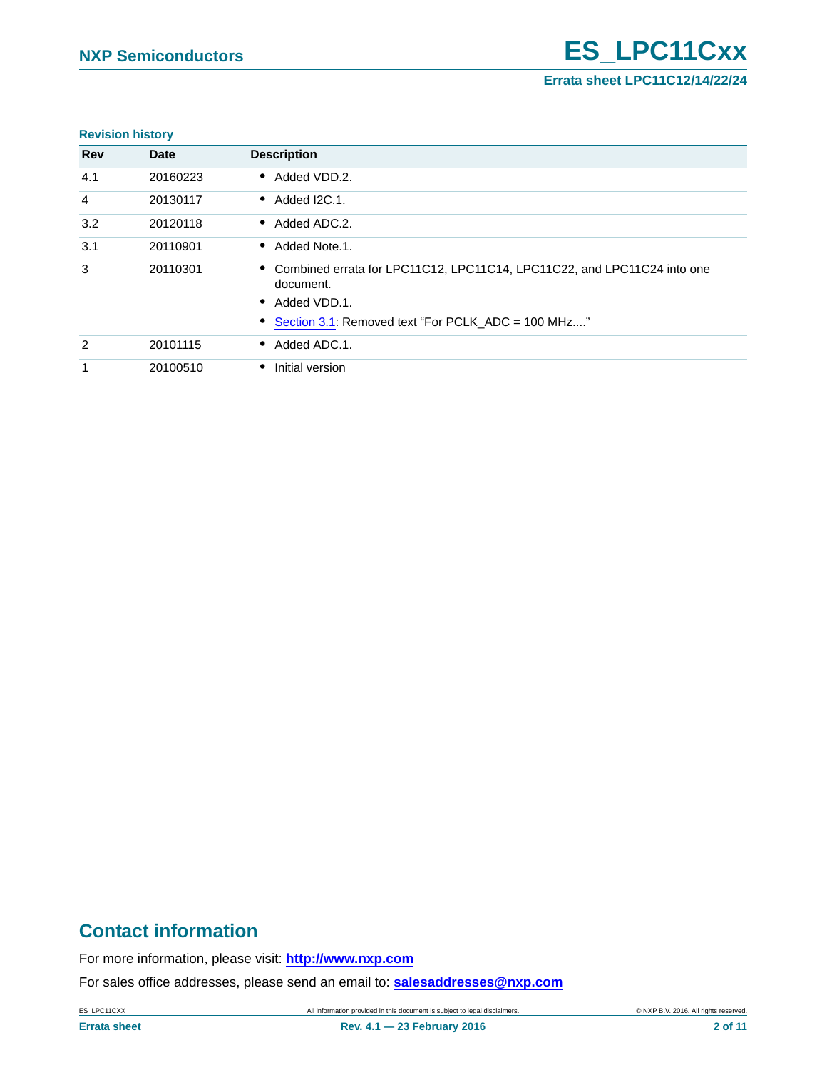**Revision history**

| Rev | Date | Description |
|---|---|---|
| 4.1 | 20160223 | • Added VDD.2. |
| 4 | 20130117 | • Added I2C.1. |
| 3.2 | 20120118 | • Added ADC.2. |
| 3.1 | 20110901 | • Added Note.1. |
| 3 | 20110301 | • Combined errata for LPC11C12, LPC11C14, LPC11C22, and LPC11C24 into one document. • Added VDD.1. • Section 3.1: Removed text "For PCLK_ADC = 100 MHz...." |
| 2 | 20101115 | • Added ADC.1. |
| 1 | 20100510 | • Initial version |

## Contact information

For more information, please visit: **http://www.nxp.com**

For sales office addresses, please send an email to: **salesaddresses@nxp.com**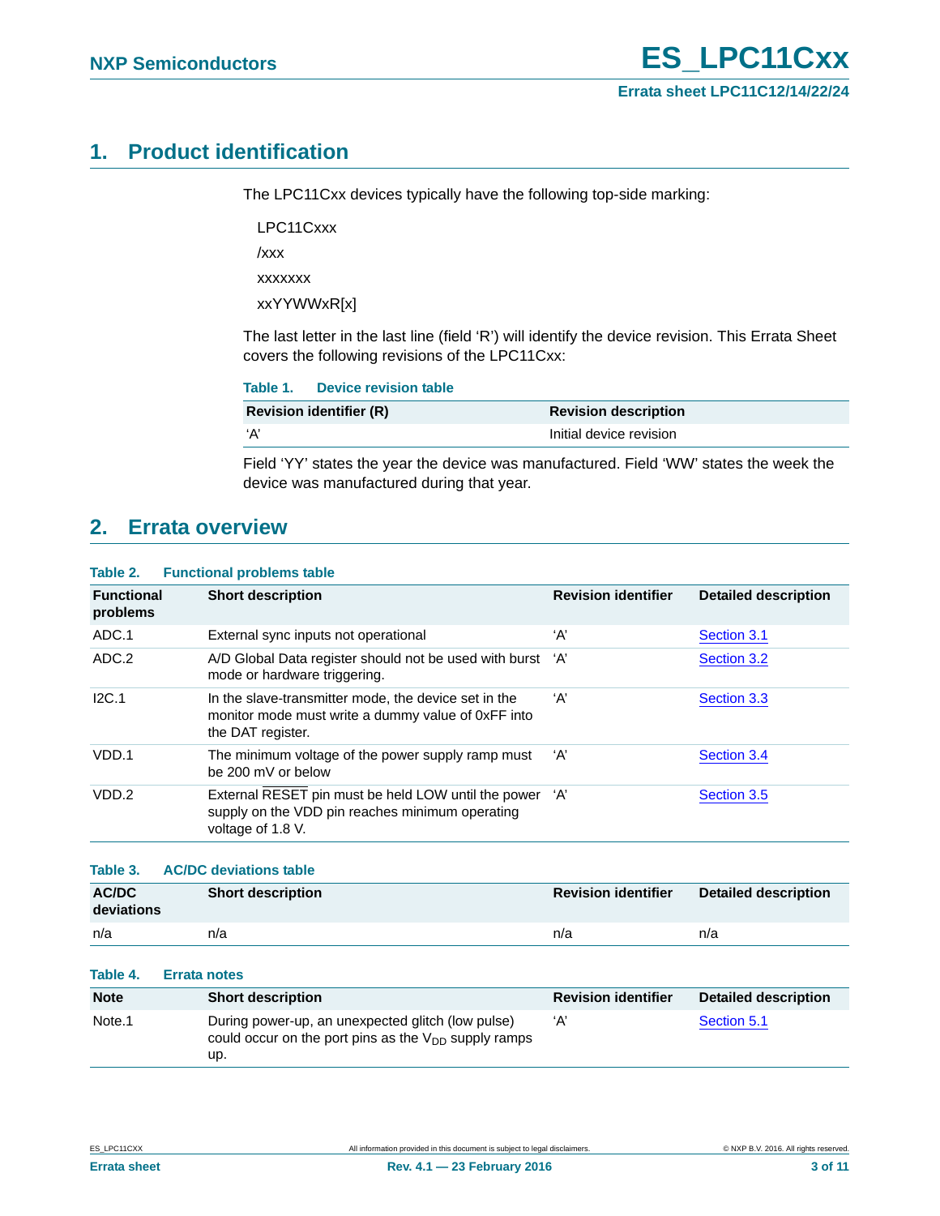# 1. Product identification

The LPC11Cxx devices typically have the following top-side marking:

LPC11Cxxx

/xxx

xxxxxxx

xxYYWWxR[x]

The last letter in the last line (field 'R') will identify the device revision. This Errata Sheet covers the following revisions of the LPC11Cxx:

**Table 1. Device revision table**

| Revision identifier (R) | Revision description |
|---|---|
| 'A' | Initial device revision |

Field 'YY' states the year the device was manufactured. Field 'WW' states the week the device was manufactured during that year.

# 2. Errata overview

**Table 2. Functional problems table**

| Functional problems | Short description | Revision identifier | Detailed description |
|---|---|---|---|
| ADC.1 | External sync inputs not operational | 'A' | Section 3.1 |
| ADC.2 | A/D Global Data register should not be used with burst mode or hardware triggering. | 'A' | Section 3.2 |
| I2C.1 | In the slave-transmitter mode, the device set in the monitor mode must write a dummy value of 0xFF into the DAT register. | 'A' | Section 3.3 |
| VDD.1 | The minimum voltage of the power supply ramp must be 200 mV or below | 'A' | Section 3.4 |
| VDD.2 | External $\overline{\text{RESET}}$ pin must be held LOW until the power supply on the VDD pin reaches minimum operating voltage of 1.8 V. | 'A' | Section 3.5 |

**Table 3. AC/DC deviations table**

| AC/DC deviations | Short description | Revision identifier | Detailed description |
|---|---|---|---|
| n/a | n/a | n/a | n/a |

**Table 4. Errata notes**

| Note | Short description | Revision identifier | Detailed description |
|---|---|---|---|
| Note.1 | During power-up, an unexpected glitch (low pulse) could occur on the port pins as the $V_{DD}$ supply ramps up. | 'A' | Section 5.1 |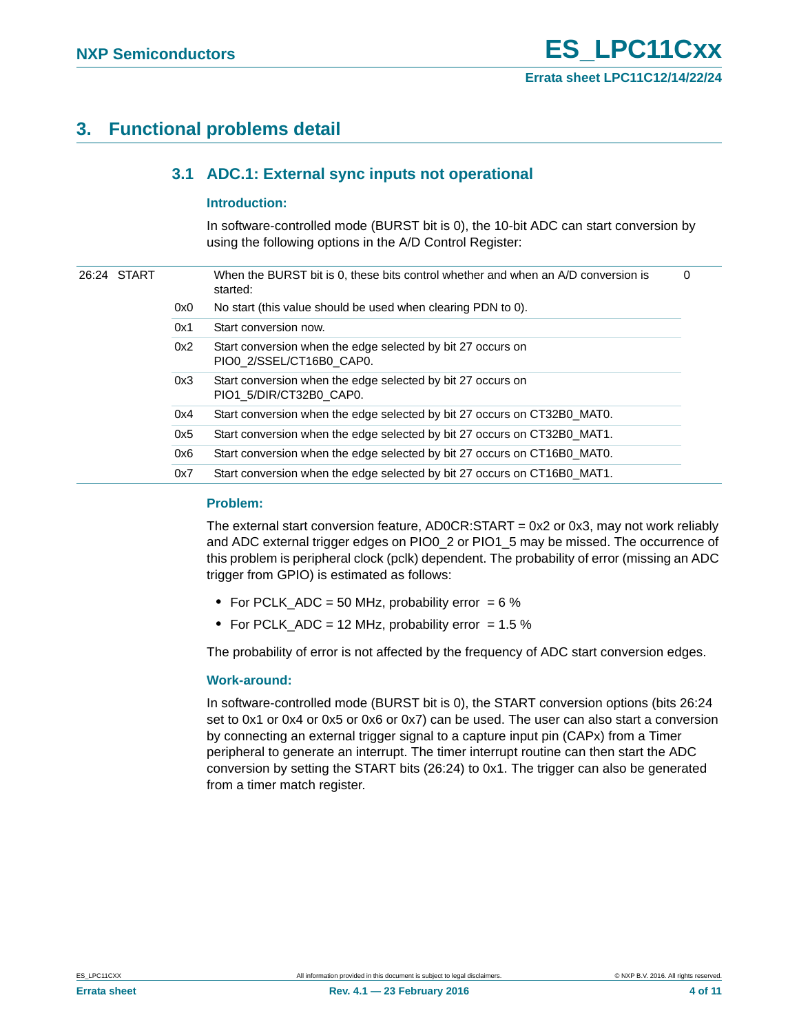# 3. Functional problems detail

## 3.1 ADC.1: External sync inputs not operational

### Introduction:

In software-controlled mode (BURST bit is 0), the 10-bit ADC can start conversion by using the following options in the A/D Control Register:

| Bit | Symbol | Value | Description | Reset value |
|---|---|---|---|---|
| 26:24 | START | | When the BURST bit is 0, these bits control whether and when an A/D conversion is started: | 0 |
| | | 0x0 | No start (this value should be used when clearing PDN to 0). | |
| | | 0x1 | Start conversion now. | |
| | | 0x2 | Start conversion when the edge selected by bit 27 occurs on PIO0_2/SSEL/CT16B0_CAP0. | |
| | | 0x3 | Start conversion when the edge selected by bit 27 occurs on PIO1_5/DIR/CT32B0_CAP0. | |
| | | 0x4 | Start conversion when the edge selected by bit 27 occurs on CT32B0_MAT0. | |
| | | 0x5 | Start conversion when the edge selected by bit 27 occurs on CT32B0_MAT1. | |
| | | 0x6 | Start conversion when the edge selected by bit 27 occurs on CT16B0_MAT0. | |
| | | 0x7 | Start conversion when the edge selected by bit 27 occurs on CT16B0_MAT1. | |

### Problem:

The external start conversion feature, AD0CR:START = 0x2 or 0x3, may not work reliably and ADC external trigger edges on PIO0_2 or PIO1_5 may be missed. The occurrence of this problem is peripheral clock (pclk) dependent. The probability of error (missing an ADC trigger from GPIO) is estimated as follows:

- For PCLK_ADC = 50 MHz, probability error = 6 %
- For PCLK_ADC = 12 MHz, probability error = 1.5 %

The probability of error is not affected by the frequency of ADC start conversion edges.

### Work-around:

In software-controlled mode (BURST bit is 0), the START conversion options (bits 26:24 set to 0x1 or 0x4 or 0x5 or 0x6 or 0x7) can be used. The user can also start a conversion by connecting an external trigger signal to a capture input pin (CAPx) from a Timer peripheral to generate an interrupt. The timer interrupt routine can then start the ADC conversion by setting the START bits (26:24) to 0x1. The trigger can also be generated from a timer match register.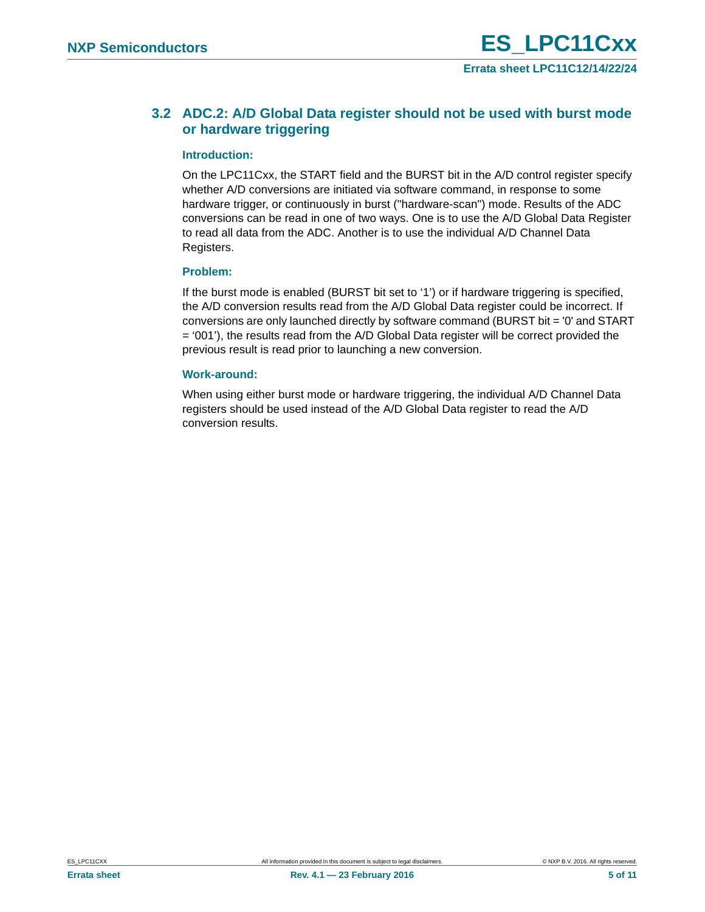## 3.2 ADC.2: A/D Global Data register should not be used with burst mode or hardware triggering

### Introduction:

On the LPC11Cxx, the START field and the BURST bit in the A/D control register specify whether A/D conversions are initiated via software command, in response to some hardware trigger, or continuously in burst ("hardware-scan") mode. Results of the ADC conversions can be read in one of two ways. One is to use the A/D Global Data Register to read all data from the ADC. Another is to use the individual A/D Channel Data Registers.

### Problem:

If the burst mode is enabled (BURST bit set to '1') or if hardware triggering is specified, the A/D conversion results read from the A/D Global Data register could be incorrect. If conversions are only launched directly by software command (BURST bit = '0' and START = '001'), the results read from the A/D Global Data register will be correct provided the previous result is read prior to launching a new conversion.

### Work-around:

When using either burst mode or hardware triggering, the individual A/D Channel Data registers should be used instead of the A/D Global Data register to read the A/D conversion results.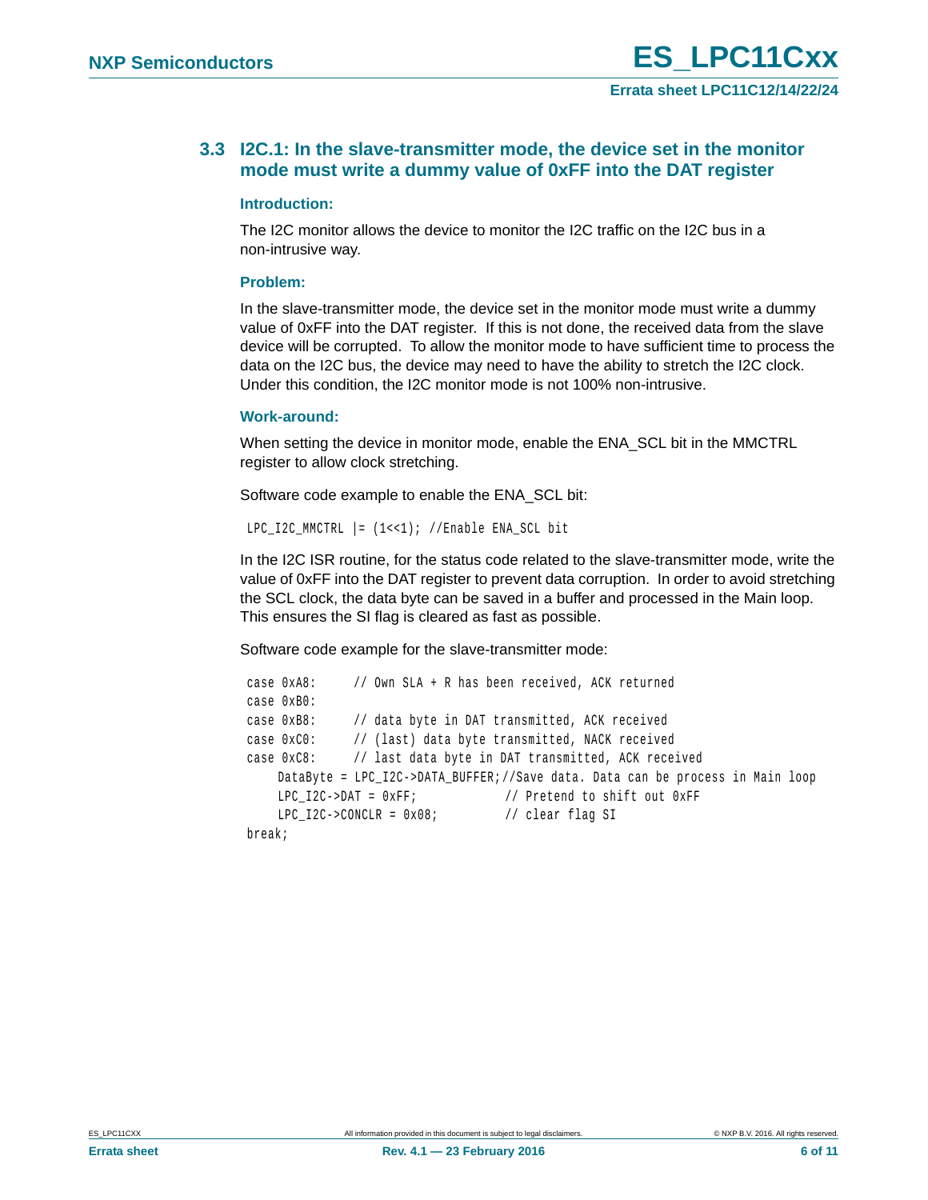### 3.3 I2C.1: In the slave-transmitter mode, the device set in the monitor mode must write a dummy value of 0xFF into the DAT register

#### Introduction:

The I2C monitor allows the device to monitor the I2C traffic on the I2C bus in a non-intrusive way.

#### Problem:

In the slave-transmitter mode, the device set in the monitor mode must write a dummy value of 0xFF into the DAT register. If this is not done, the received data from the slave device will be corrupted. To allow the monitor mode to have sufficient time to process the data on the I2C bus, the device may need to have the ability to stretch the I2C clock. Under this condition, the I2C monitor mode is not 100% non-intrusive.

#### Work-around:

When setting the device in monitor mode, enable the ENA_SCL bit in the MMCTRL register to allow clock stretching.

Software code example to enable the ENA_SCL bit:

```
LPC_I2C_MMCTRL |= (1<<1); //Enable ENA_SCL bit
```

In the I2C ISR routine, for the status code related to the slave-transmitter mode, write the value of 0xFF into the DAT register to prevent data corruption. In order to avoid stretching the SCL clock, the data byte can be saved in a buffer and processed in the Main loop. This ensures the SI flag is cleared as fast as possible.

Software code example for the slave-transmitter mode:

```
case 0xA8:     // Own SLA + R has been received, ACK returned
case 0xB0:
case 0xB8:     // data byte in DAT transmitted, ACK received
case 0xC0:     // (last) data byte transmitted, NACK received
case 0xC8:     // last data byte in DAT transmitted, ACK received
    DataByte = LPC_I2C->DATA_BUFFER;//Save data. Data can be process in Main loop
    LPC_I2C->DAT = 0xFF;           // Pretend to shift out 0xFF
    LPC_I2C->CONCLR = 0x08;        // clear flag SI
break;
```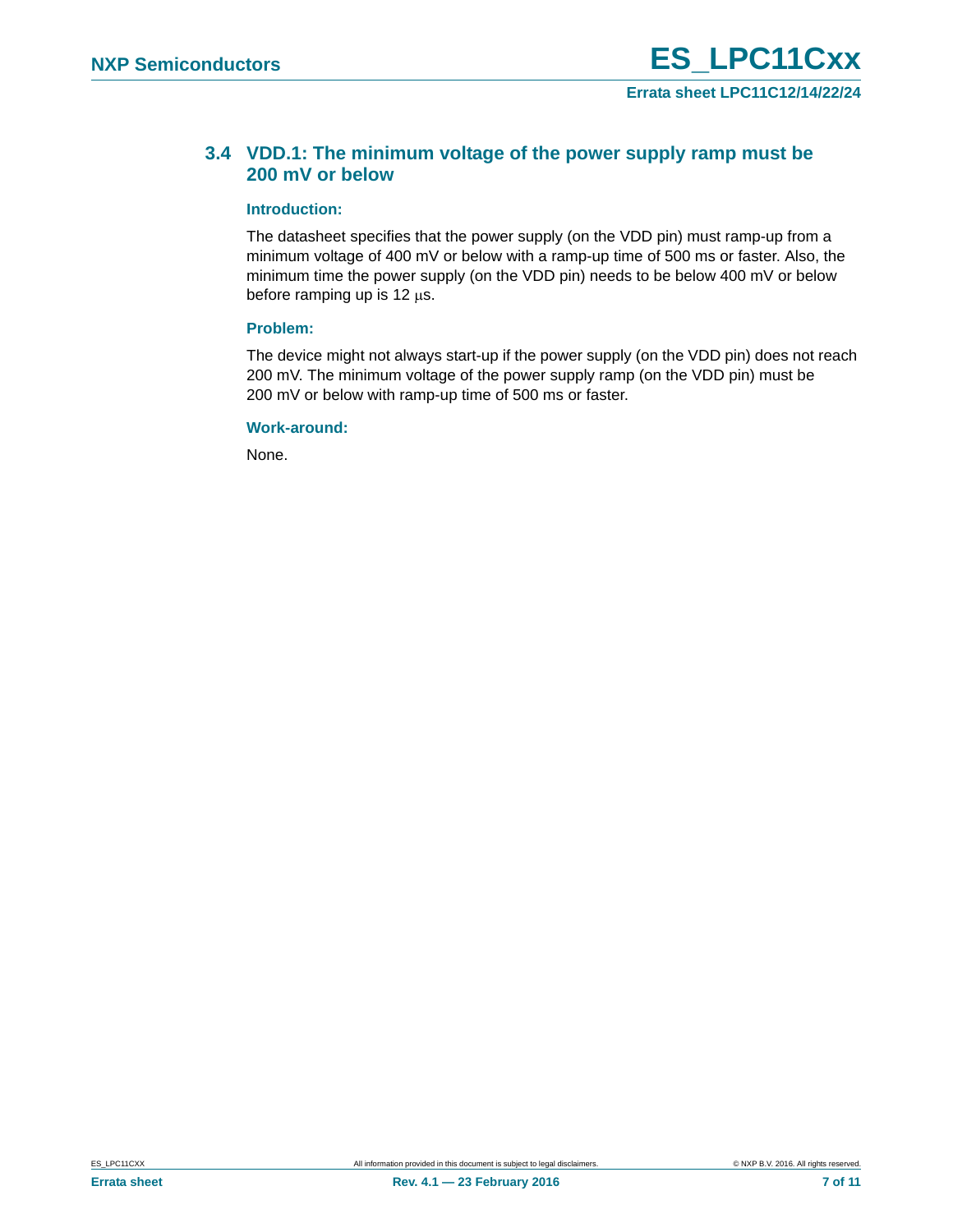### 3.4 VDD.1: The minimum voltage of the power supply ramp must be 200 mV or below

#### Introduction:

The datasheet specifies that the power supply (on the VDD pin) must ramp-up from a minimum voltage of 400 mV or below with a ramp-up time of 500 ms or faster. Also, the minimum time the power supply (on the VDD pin) needs to be below 400 mV or below before ramping up is 12 μs.

#### Problem:

The device might not always start-up if the power supply (on the VDD pin) does not reach 200 mV. The minimum voltage of the power supply ramp (on the VDD pin) must be 200 mV or below with ramp-up time of 500 ms or faster.

#### Work-around:

None.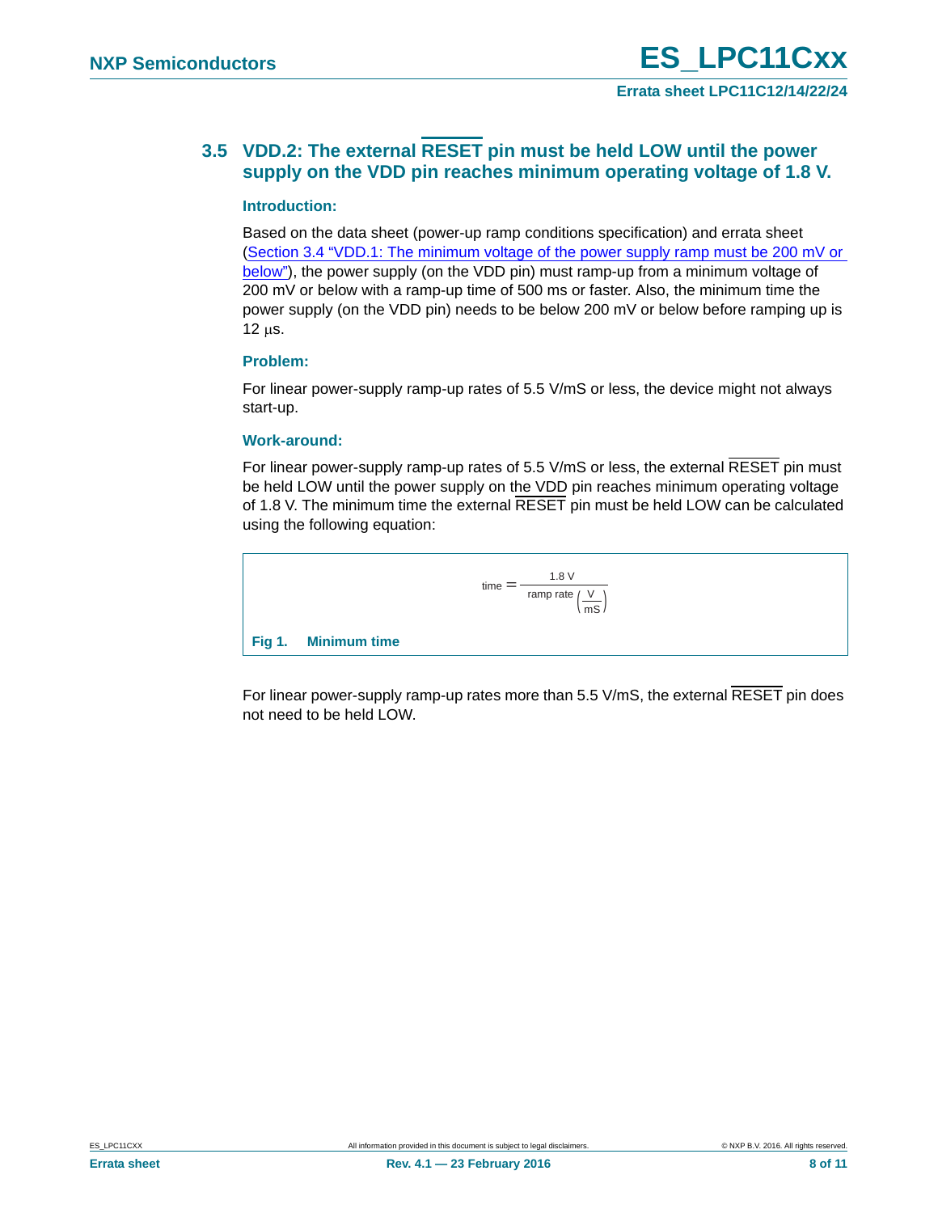## 3.5 VDD.2: The external $\overline{\text{RESET}}$ pin must be held LOW until the power supply on the VDD pin reaches minimum operating voltage of 1.8 V.

### Introduction:

Based on the data sheet (power-up ramp conditions specification) and errata sheet (Section 3.4 "VDD.1: The minimum voltage of the power supply ramp must be 200 mV or below"), the power supply (on the VDD pin) must ramp-up from a minimum voltage of 200 mV or below with a ramp-up time of 500 ms or faster. Also, the minimum time the power supply (on the VDD pin) needs to be below 200 mV or below before ramping up is 12 μs.

### Problem:

For linear power-supply ramp-up rates of 5.5 V/mS or less, the device might not always start-up.

### Work-around:

For linear power-supply ramp-up rates of 5.5 V/mS or less, the external $\overline{\text{RESET}}$ pin must be held LOW until the power supply on the VDD pin reaches minimum operating voltage of 1.8 V. The minimum time the external $\overline{\text{RESET}}$ pin must be held LOW can be calculated using the following equation:

$$\text{time} = \frac{1.8\ \text{V}}{\text{ramp rate}\left(\frac{\text{V}}{\text{mS}}\right)}$$

**Fig 1. Minimum time**

For linear power-supply ramp-up rates more than 5.5 V/mS, the external $\overline{\text{RESET}}$ pin does not need to be held LOW.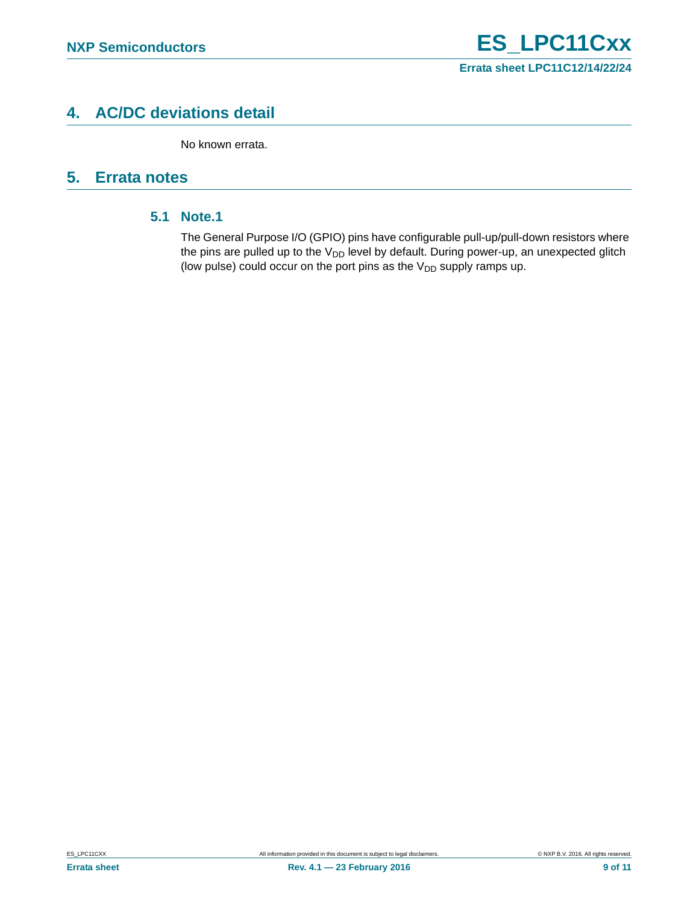## 4. AC/DC deviations detail

No known errata.

## 5. Errata notes

### 5.1 Note.1

The General Purpose I/O (GPIO) pins have configurable pull-up/pull-down resistors where the pins are pulled up to the $V_{DD}$ level by default. During power-up, an unexpected glitch (low pulse) could occur on the port pins as the $V_{DD}$ supply ramps up.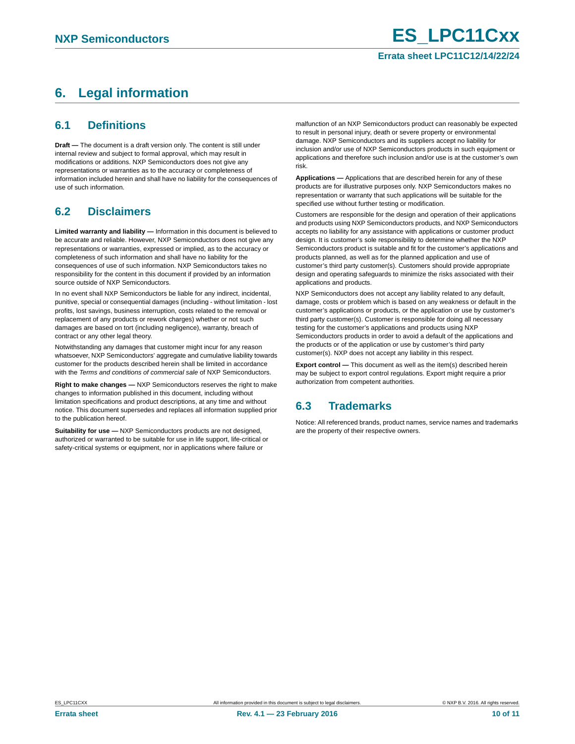# 6. Legal information

## 6.1 Definitions

**Draft —** The document is a draft version only. The content is still under internal review and subject to formal approval, which may result in modifications or additions. NXP Semiconductors does not give any representations or warranties as to the accuracy or completeness of information included herein and shall have no liability for the consequences of use of such information.

## 6.2 Disclaimers

**Limited warranty and liability —** Information in this document is believed to be accurate and reliable. However, NXP Semiconductors does not give any representations or warranties, expressed or implied, as to the accuracy or completeness of such information and shall have no liability for the consequences of use of such information. NXP Semiconductors takes no responsibility for the content in this document if provided by an information source outside of NXP Semiconductors.

In no event shall NXP Semiconductors be liable for any indirect, incidental, punitive, special or consequential damages (including - without limitation - lost profits, lost savings, business interruption, costs related to the removal or replacement of any products or rework charges) whether or not such damages are based on tort (including negligence), warranty, breach of contract or any other legal theory.

Notwithstanding any damages that customer might incur for any reason whatsoever, NXP Semiconductors' aggregate and cumulative liability towards customer for the products described herein shall be limited in accordance with the *Terms and conditions of commercial sale* of NXP Semiconductors.

**Right to make changes —** NXP Semiconductors reserves the right to make changes to information published in this document, including without limitation specifications and product descriptions, at any time and without notice. This document supersedes and replaces all information supplied prior to the publication hereof.

**Suitability for use —** NXP Semiconductors products are not designed, authorized or warranted to be suitable for use in life support, life-critical or safety-critical systems or equipment, nor in applications where failure or malfunction of an NXP Semiconductors product can reasonably be expected to result in personal injury, death or severe property or environmental damage. NXP Semiconductors and its suppliers accept no liability for inclusion and/or use of NXP Semiconductors products in such equipment or applications and therefore such inclusion and/or use is at the customer's own risk.

**Applications —** Applications that are described herein for any of these products are for illustrative purposes only. NXP Semiconductors makes no representation or warranty that such applications will be suitable for the specified use without further testing or modification.

Customers are responsible for the design and operation of their applications and products using NXP Semiconductors products, and NXP Semiconductors accepts no liability for any assistance with applications or customer product design. It is customer's sole responsibility to determine whether the NXP Semiconductors product is suitable and fit for the customer's applications and products planned, as well as for the planned application and use of customer's third party customer(s). Customers should provide appropriate design and operating safeguards to minimize the risks associated with their applications and products.

NXP Semiconductors does not accept any liability related to any default, damage, costs or problem which is based on any weakness or default in the customer's applications or products, or the application or use by customer's third party customer(s). Customer is responsible for doing all necessary testing for the customer's applications and products using NXP Semiconductors products in order to avoid a default of the applications and the products or of the application or use by customer's third party customer(s). NXP does not accept any liability in this respect.

**Export control —** This document as well as the item(s) described herein may be subject to export control regulations. Export might require a prior authorization from competent authorities.

## 6.3 Trademarks

Notice: All referenced brands, product names, service names and trademarks are the property of their respective owners.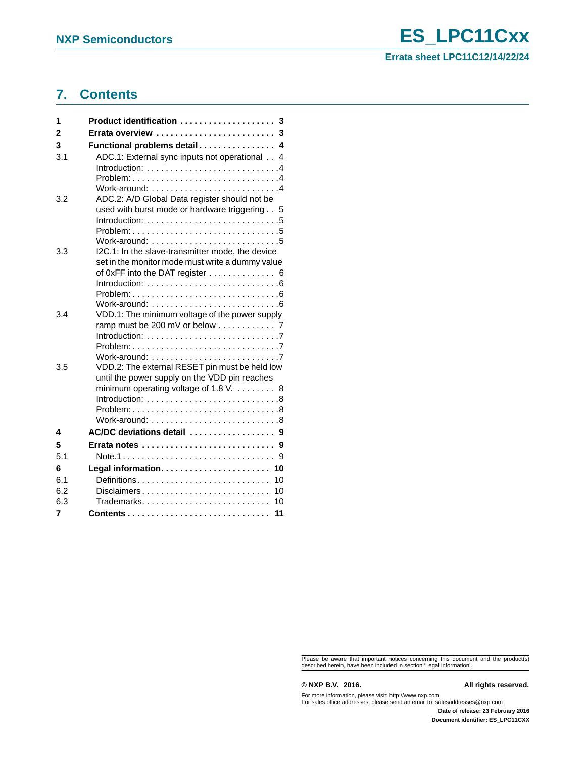## 7. Contents

| | | |
|---|---|---|
| **1** | **Product identification** | **3** |
| **2** | **Errata overview** | **3** |
| **3** | **Functional problems detail** | **4** |
| 3.1 | ADC.1: External sync inputs not operational | 4 |
| | Introduction: | 4 |
| | Problem: | 4 |
| | Work-around: | 4 |
| 3.2 | ADC.2: A/D Global Data register should not be used with burst mode or hardware triggering | 5 |
| | Introduction: | 5 |
| | Problem: | 5 |
| | Work-around: | 5 |
| 3.3 | I2C.1: In the slave-transmitter mode, the device set in the monitor mode must write a dummy value of 0xFF into the DAT register | 6 |
| | Introduction: | 6 |
| | Problem: | 6 |
| | Work-around: | 6 |
| 3.4 | VDD.1: The minimum voltage of the power supply ramp must be 200 mV or below | 7 |
| | Introduction: | 7 |
| | Problem: | 7 |
| | Work-around: | 7 |
| 3.5 | VDD.2: The external RESET pin must be held low until the power supply on the VDD pin reaches minimum operating voltage of 1.8 V. | 8 |
| | Introduction: | 8 |
| | Problem: | 8 |
| | Work-around: | 8 |
| **4** | **AC/DC deviations detail** | **9** |
| **5** | **Errata notes** | **9** |
| 5.1 | Note.1 | 9 |
| **6** | **Legal information** | **10** |
| 6.1 | Definitions | 10 |
| 6.2 | Disclaimers | 10 |
| 6.3 | Trademarks | 10 |
| **7** | **Contents** | **11** |

Please be aware that important notices concerning this document and the product(s) described herein, have been included in section 'Legal information'.

**© NXP B.V. 2016.** **All rights reserved.**

For more information, please visit: http://www.nxp.com
For sales office addresses, please send an email to: salesaddresses@nxp.com

**Date of release: 23 February 2016**

**Document identifier: ES_LPC11CXX**